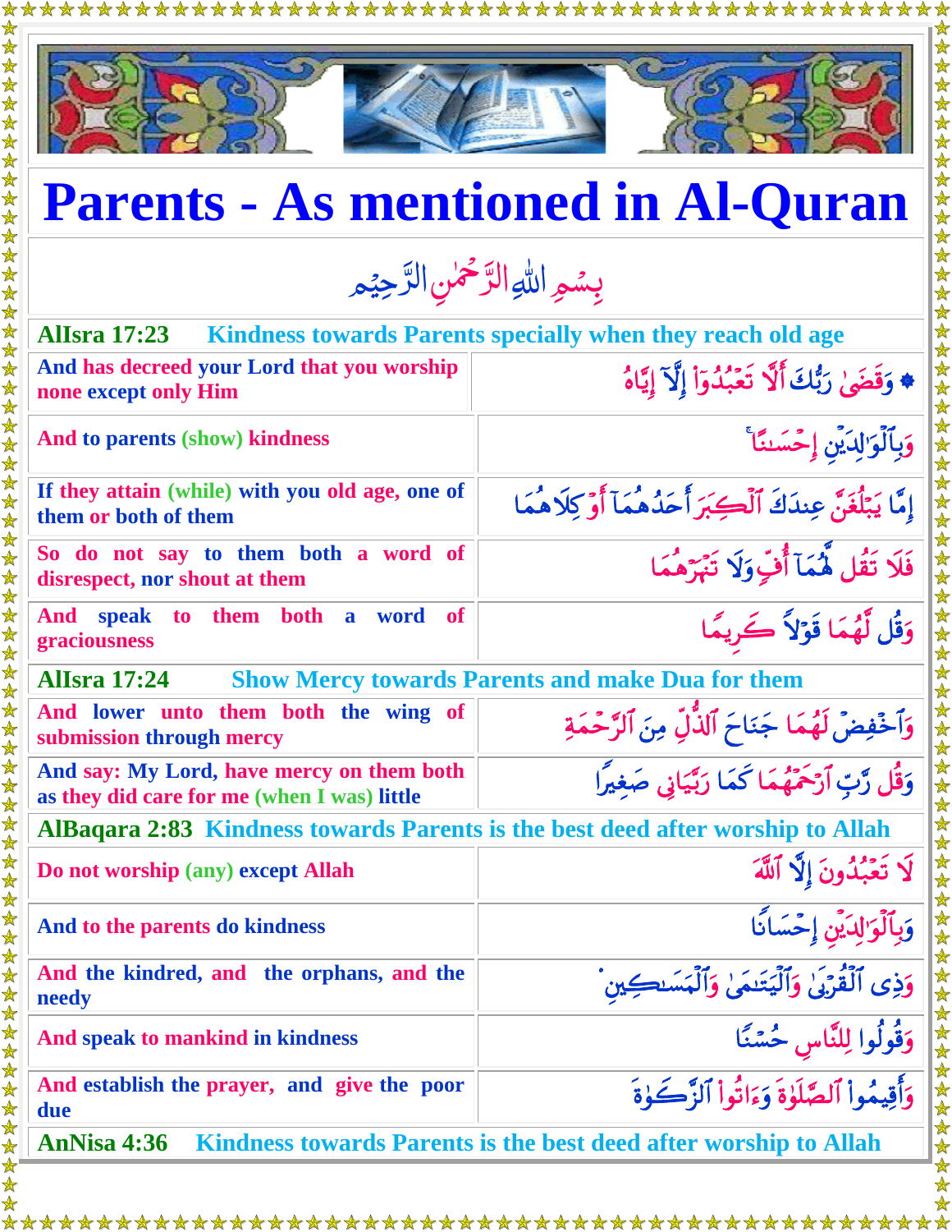# Parents - As mentioned in Al-Quran

بِسۡمِ اللّٰهِ الرَّحۡمٰنِ الرَّحِيۡمِ

**AlIsra 17:23** — **Kindness towards Parents specially when they reach old age**

| | |
|---|---|
| And has decreed your Lord that you worship none except only Him | ۞ وَقَضَىٰ رَبُّكَ أَلَّا تَعۡبُدُوٓاْ إِلَّآ إِيَّاهُ |
| And to parents (show) kindness | وَبِٱلۡوَٰلِدَيۡنِ إِحۡسَٰنًاۚ |
| If they attain (while) with you old age, one of them or both of them | إِمَّا يَبۡلُغَنَّ عِندَكَ ٱلۡكِبَرَ أَحَدُهُمَآ أَوۡ كِلَاهُمَا |
| So do not say to them both a word of disrespect, nor shout at them | فَلَا تَقُل لَّهُمَآ أُفࣲّ وَلَا تَنۡهَرۡهُمَا |
| And speak to them both a word of graciousness | وَقُل لَّهُمَا قَوۡلࣰا كَرِيمࣰا |

**AlIsra 17:24** — **Show Mercy towards Parents and make Dua for them**

| | |
|---|---|
| And lower unto them both the wing of submission through mercy | وَٱخۡفِضۡ لَهُمَا جَنَاحَ ٱلذُّلِّ مِنَ ٱلرَّحۡمَةِ |
| And say: My Lord, have mercy on them both as they did care for me (when I was) little | وَقُل رَّبِّ ٱرۡحَمۡهُمَا كَمَا رَبَّيَانِي صَغِيرࣰا |

**AlBaqara 2:83** — **Kindness towards Parents is the best deed after worship to Allah**

| | |
|---|---|
| Do not worship (any) except Allah | لَا تَعۡبُدُونَ إِلَّا ٱللَّهَ |
| And to the parents do kindness | وَبِٱلۡوَٰلِدَيۡنِ إِحۡسَانࣰا |
| And the kindred, and the orphans, and the needy | وَذِي ٱلۡقُرۡبَىٰ وَٱلۡيَتَٰمَىٰ وَٱلۡمَسَٰكِينِ |
| And speak to mankind in kindness | وَقُولُوا لِلنَّاسِ حُسۡنࣰا |
| And establish the prayer, and give the poor due | وَأَقِيمُواْ ٱلصَّلَوٰةَ وَءَاتُواْ ٱلزَّكَوٰةَ |

**AnNisa 4:36** — **Kindness towards Parents is the best deed after worship to Allah**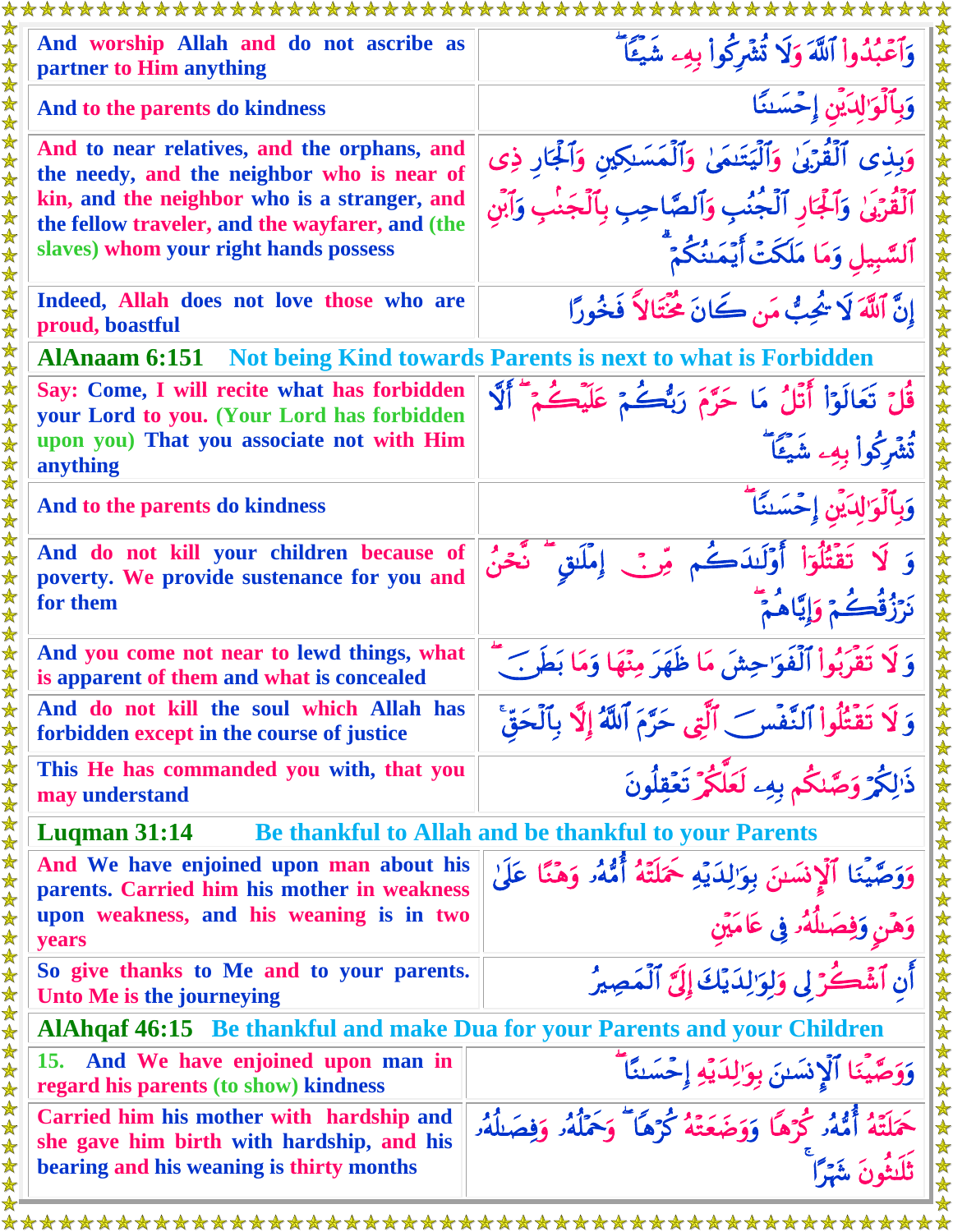| | |
|---|---|
| And worship Allah and do not ascribe as partner to Him anything | وَٱعۡبُدُواْ ٱللَّهَ وَلَا تُشۡرِكُواْ بِهِۦ شَيۡـًٔاۖ |
| And to the parents do kindness | وَبِٱلۡوَٰلِدَيۡنِ إِحۡسَٰنًا |
| And to near relatives, and the orphans, and the needy, and the neighbor who is near of kin, and the neighbor who is a stranger, and the fellow traveler, and the wayfarer, and (the slaves) whom your right hands possess | وَبِذِي ٱلۡقُرۡبَىٰ وَٱلۡيَتَٰمَىٰ وَٱلۡمَسَٰكِينِ وَٱلۡجَارِ ذِي ٱلۡقُرۡبَىٰ وَٱلۡجَارِ ٱلۡجُنُبِ وَٱلصَّاحِبِ بِٱلۡجَنۢبِ وَٱبۡنِ ٱلسَّبِيلِ وَمَا مَلَكَتۡ أَيۡمَٰنُكُمۡۗ |
| Indeed, Allah does not love those who are proud, boastful | إِنَّ ٱللَّهَ لَا يُحِبُّ مَن كَانَ مُخۡتَالٗا فَخُورًا |

## AlAnaam 6:151 Not being Kind towards Parents is next to what is Forbidden

| | |
|---|---|
| Say: Come, I will recite what has forbidden your Lord to you. (Your Lord has forbidden upon you) That you associate not with Him anything | قُلۡ تَعَالَوۡاْ أَتۡلُ مَا حَرَّمَ رَبُّكُمۡ عَلَيۡكُمۡۖ أَلَّا تُشۡرِكُواْ بِهِۦ شَيۡـٔٗاۖ |
| And to the parents do kindness | وَبِٱلۡوَٰلِدَيۡنِ إِحۡسَٰنٗاۖ |
| And do not kill your children because of poverty. We provide sustenance for you and for them | وَلَا تَقۡتُلُوٓاْ أَوۡلَٰدَكُم مِّنۡ إِمۡلَٰقٖ نَّحۡنُ نَرۡزُقُكُمۡ وَإِيَّاهُمۡۖ |
| And you come not near to lewd things, what is apparent of them and what is concealed | وَلَا تَقۡرَبُواْ ٱلۡفَوَٰحِشَ مَا ظَهَرَ مِنۡهَا وَمَا بَطَنَۖ |
| And do not kill the soul which Allah has forbidden except in the course of justice | وَلَا تَقۡتُلُواْ ٱلنَّفۡسَ ٱلَّتِي حَرَّمَ ٱللَّهُ إِلَّا بِٱلۡحَقِّۚ |
| This He has commanded you with, that you may understand | ذَٰلِكُمۡ وَصَّىٰكُم بِهِۦ لَعَلَّكُمۡ تَعۡقِلُونَ |

## Luqman 31:14 Be thankful to Allah and be thankful to your Parents

| | |
|---|---|
| And We have enjoined upon man about his parents. Carried him his mother in weakness upon weakness, and his weaning is in two years | وَوَصَّيۡنَا ٱلۡإِنسَٰنَ بِوَٰلِدَيۡهِ حَمَلَتۡهُ أُمُّهُۥ وَهۡنًا عَلَىٰ وَهۡنٖ وَفِصَٰلُهُۥ فِي عَامَيۡنِ |
| So give thanks to Me and to your parents. Unto Me is the journeying | أَنِ ٱشۡكُرۡ لِي وَلِوَٰلِدَيۡكَ إِلَيَّ ٱلۡمَصِيرُ |

## AlAhqaf 46:15 Be thankful and make Dua for your Parents and your Children

| | |
|---|---|
| 15. And We have enjoined upon man in regard his parents (to show) kindness | وَوَصَّيۡنَا ٱلۡإِنسَٰنَ بِوَٰلِدَيۡهِ إِحۡسَٰنًاۖ |
| Carried him his mother with hardship and she gave him birth with hardship, and his bearing and his weaning is thirty months | حَمَلَتۡهُ أُمُّهُۥ كُرۡهٗا وَوَضَعَتۡهُ كُرۡهٗاۖ وَحَمۡلُهُۥ وَفِصَٰلُهُۥ ثَلَٰثُونَ شَهۡرًاۚ |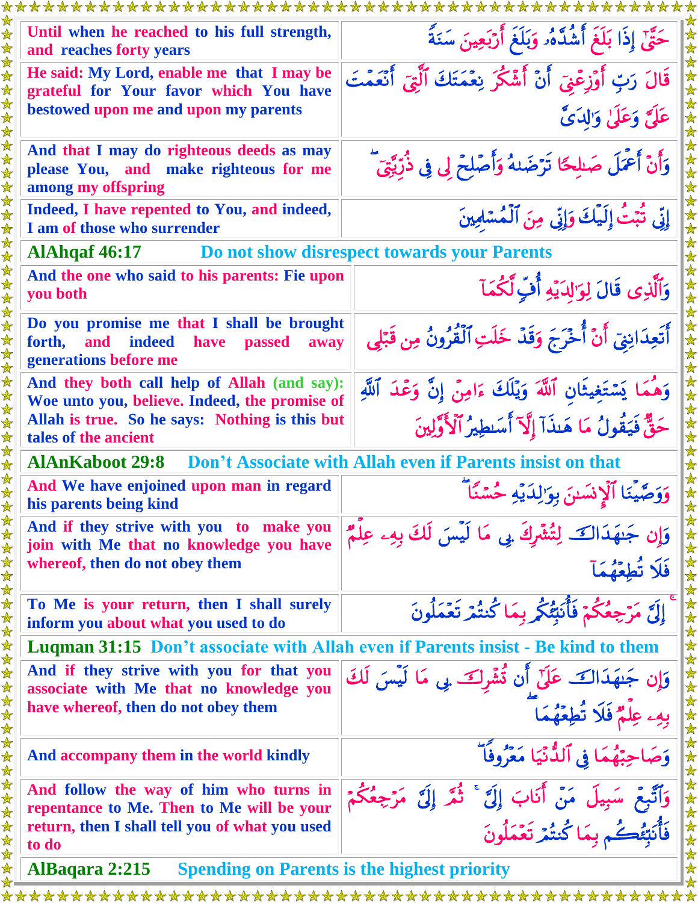| | |
|---|---|
| Until when he reached to his full strength, and reaches forty years | حَتَّىٰٓ إِذَا بَلَغَ أَشُدَّهُۥ وَبَلَغَ أَرْبَعِينَ سَنَةً |
| He said: My Lord, enable me that I may be grateful for Your favor which You have bestowed upon me and upon my parents | قَالَ رَبِّ أَوْزِعْنِىٓ أَنْ أَشْكُرَ نِعْمَتَكَ ٱلَّتِىٓ أَنْعَمْتَ عَلَىَّ وَعَلَىٰ وَٰلِدَىَّ |
| And that I may do righteous deeds as may please You, and make righteous for me among my offspring | وَأَنْ أَعْمَلَ صَٰلِحًا تَرْضَىٰهُ وَأَصْلِحْ لِى فِى ذُرِّيَّتِىٓ ۖ |
| Indeed, I have repented to You, and indeed, I am of those who surrender | إِنِّى تُبْتُ إِلَيْكَ وَإِنِّى مِنَ ٱلْمُسْلِمِينَ |

**AlAhqaf 46:17** Do not show disrespect towards your Parents

| | |
|---|---|
| And the one who said to his parents: Fie upon you both | وَٱلَّذِى قَالَ لِوَٰلِدَيْهِ أُفٍّ لَّكُمَآ |
| Do you promise me that I shall be brought forth, and indeed have passed away generations before me | أَتَعِدَانِنِىٓ أَنْ أُخْرَجَ وَقَدْ خَلَتِ ٱلْقُرُونُ مِن قَبْلِى |
| And they both call help of Allah (and say): Woe unto you, believe. Indeed, the promise of Allah is true. So he says: Nothing is this but tales of the ancient | وَهُمَا يَسْتَغِيثَانِ ٱللَّهَ وَيْلَكَ ءَامِنْ إِنَّ وَعْدَ ٱللَّهِ حَقٌّ فَيَقُولُ مَا هَٰذَآ إِلَّآ أَسَٰطِيرُ ٱلْأَوَّلِينَ |

**AlAnKaboot 29:8** Don't Associate with Allah even if Parents insist on that

| | |
|---|---|
| And We have enjoined upon man in regard his parents being kind | وَوَصَّيْنَا ٱلْإِنسَٰنَ بِوَٰلِدَيْهِ حُسْنًا ۖ |
| And if they strive with you to make you join with Me that no knowledge you have whereof, then do not obey them | وَإِن جَٰهَدَاكَ لِتُشْرِكَ بِى مَا لَيْسَ لَكَ بِهِۦ عِلْمٌ فَلَا تُطِعْهُمَآ |
| To Me is your return, then I shall surely inform you about what you used to do | إِلَىَّ مَرْجِعُكُمْ فَأُنَبِّئُكُم بِمَا كُنتُمْ تَعْمَلُونَ |

**Luqman 31:15** Don't associate with Allah even if Parents insist - Be kind to them

| | |
|---|---|
| And if they strive with you for that you associate with Me that no knowledge you have whereof, then do not obey them | وَإِن جَٰهَدَاكَ عَلَىٰٓ أَن تُشْرِكَ بِى مَا لَيْسَ لَكَ بِهِۦ عِلْمٌ فَلَا تُطِعْهُمَا ۖ |
| And accompany them in the world kindly | وَصَاحِبْهُمَا فِى ٱلدُّنْيَا مَعْرُوفًا ۖ |
| And follow the way of him who turns in repentance to Me. Then to Me will be your return, then I shall tell you of what you used to do | وَٱتَّبِعْ سَبِيلَ مَنْ أَنَابَ إِلَىَّ ۚ ثُمَّ إِلَىَّ مَرْجِعُكُمْ فَأُنَبِّئُكُم بِمَا كُنتُمْ تَعْمَلُونَ |

**AlBaqara 2:215** Spending on Parents is the highest priority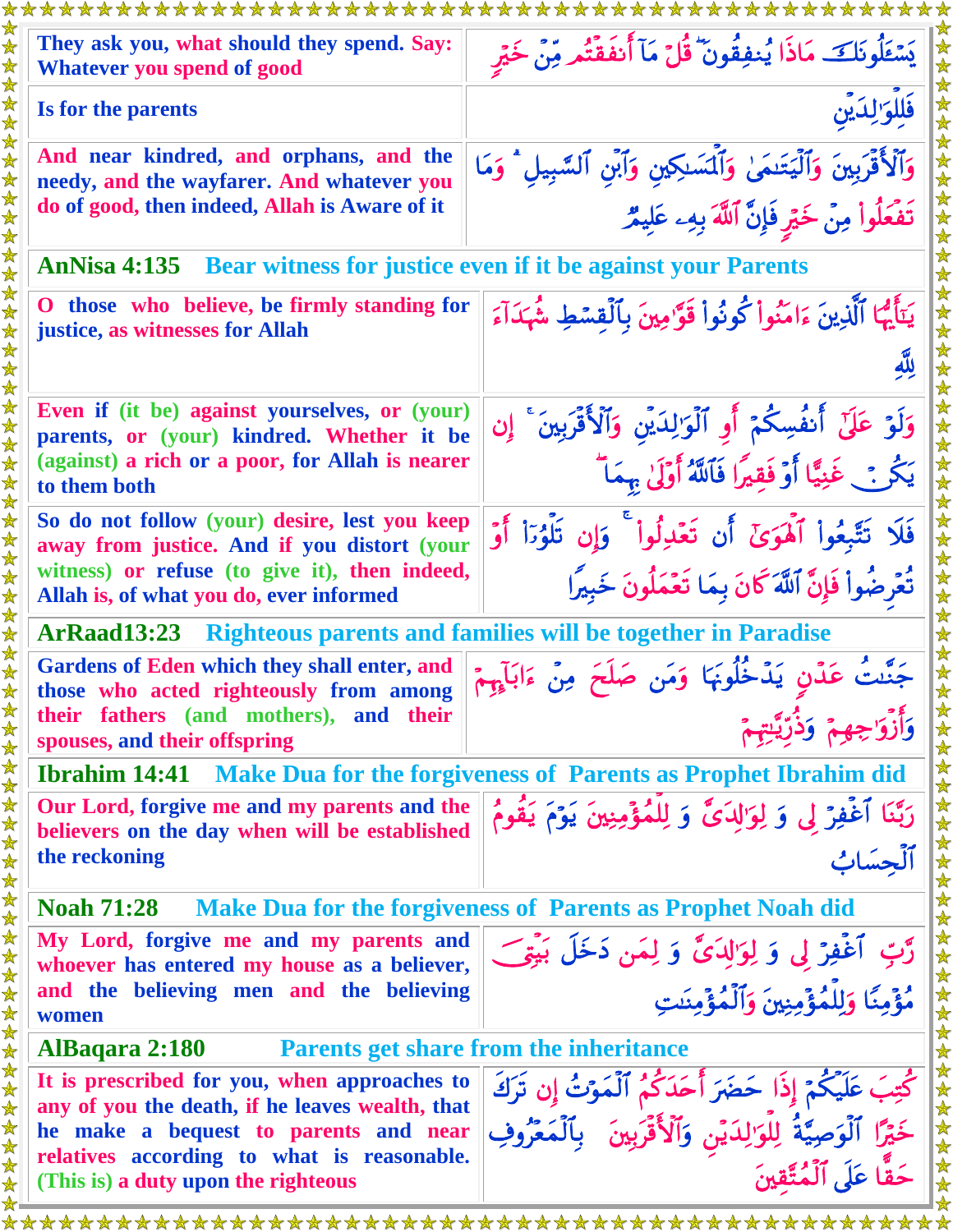| | |
|---|---|
| They ask you, what should they spend. Say: Whatever you spend of good | يَسْـَٔلُونَكَ مَاذَا يُنفِقُونَ ۖ قُلْ مَآ أَنفَقْتُم مِّنْ خَيْرٍ |
| Is for the parents | فَلِلْوَٰلِدَيْنِ |
| And near kindred, and orphans, and the needy, and the wayfarer. And whatever you do of good, then indeed, Allah is Aware of it | وَٱلْأَقْرَبِينَ وَٱلْيَتَٰمَىٰ وَٱلْمَسَٰكِينِ وَٱبْنِ ٱلسَّبِيلِ ۗ وَمَا تَفْعَلُوا۟ مِنْ خَيْرٍ فَإِنَّ ٱللَّهَ بِهِۦ عَلِيمٌ |

## AnNisa 4:135 Bear witness for justice even if it be against your Parents

| | |
|---|---|
| O those who believe, be firmly standing for justice, as witnesses for Allah | يَٰٓأَيُّهَا ٱلَّذِينَ ءَامَنُوا۟ كُونُوا۟ قَوَّٰمِينَ بِٱلْقِسْطِ شُهَدَآءَ لِلَّهِ |
| Even if (it be) against yourselves, or (your) parents, or (your) kindred. Whether it be (against) a rich or a poor, for Allah is nearer to them both | وَلَوْ عَلَىٰٓ أَنفُسِكُمْ أَوِ ٱلْوَٰلِدَيْنِ وَٱلْأَقْرَبِينَ ۚ إِن يَكُنْ غَنِيًّا أَوْ فَقِيرًا فَٱللَّهُ أَوْلَىٰ بِهِمَا ۖ |
| So do not follow (your) desire, lest you keep away from justice. And if you distort (your witness) or refuse (to give it), then indeed, Allah is, of what you do, ever informed | فَلَا تَتَّبِعُوا۟ ٱلْهَوَىٰٓ أَن تَعْدِلُوا۟ ۚ وَإِن تَلْوُۥٓا۟ أَوْ تُعْرِضُوا۟ فَإِنَّ ٱللَّهَ كَانَ بِمَا تَعْمَلُونَ خَبِيرًا |

## ArRaad13:23 Righteous parents and families will be together in Paradise

| | |
|---|---|
| Gardens of Eden which they shall enter, and those who acted righteously from among their fathers (and mothers), and their spouses, and their offspring | جَنَّٰتُ عَدْنٍ يَدْخُلُونَهَا وَمَن صَلَحَ مِنْ ءَابَآئِهِمْ وَأَزْوَٰجِهِمْ وَذُرِّيَّٰتِهِمْ |

## Ibrahim 14:41 Make Dua for the forgiveness of Parents as Prophet Ibrahim did

| | |
|---|---|
| Our Lord, forgive me and my parents and the believers on the day when will be established the reckoning | رَبَّنَا ٱغْفِرْ لِى وَ لِوَٰلِدَىَّ وَ لِلْمُؤْمِنِينَ يَوْمَ يَقُومُ ٱلْحِسَابُ |

## Noah 71:28 Make Dua for the forgiveness of Parents as Prophet Noah did

| | |
|---|---|
| My Lord, forgive me and my parents and whoever has entered my house as a believer, and the believing men and the believing women | رَّبِّ ٱغْفِرْ لِى وَ لِوَٰلِدَىَّ وَ لِمَن دَخَلَ بَيْتِىَ مُؤْمِنًا وَلِلْمُؤْمِنِينَ وَٱلْمُؤْمِنَٰتِ |

## AlBaqara 2:180 Parents get share from the inheritance

| | |
|---|---|
| It is prescribed for you, when approaches to any of you the death, if he leaves wealth, that he make a bequest to parents and near relatives according to what is reasonable. (This is) a duty upon the righteous | كُتِبَ عَلَيْكُمْ إِذَا حَضَرَ أَحَدَكُمُ ٱلْمَوْتُ إِن تَرَكَ خَيْرًا ٱلْوَصِيَّةُ لِلْوَٰلِدَيْنِ وَٱلْأَقْرَبِينَ بِٱلْمَعْرُوفِ ۖ حَقًّا عَلَى ٱلْمُتَّقِينَ |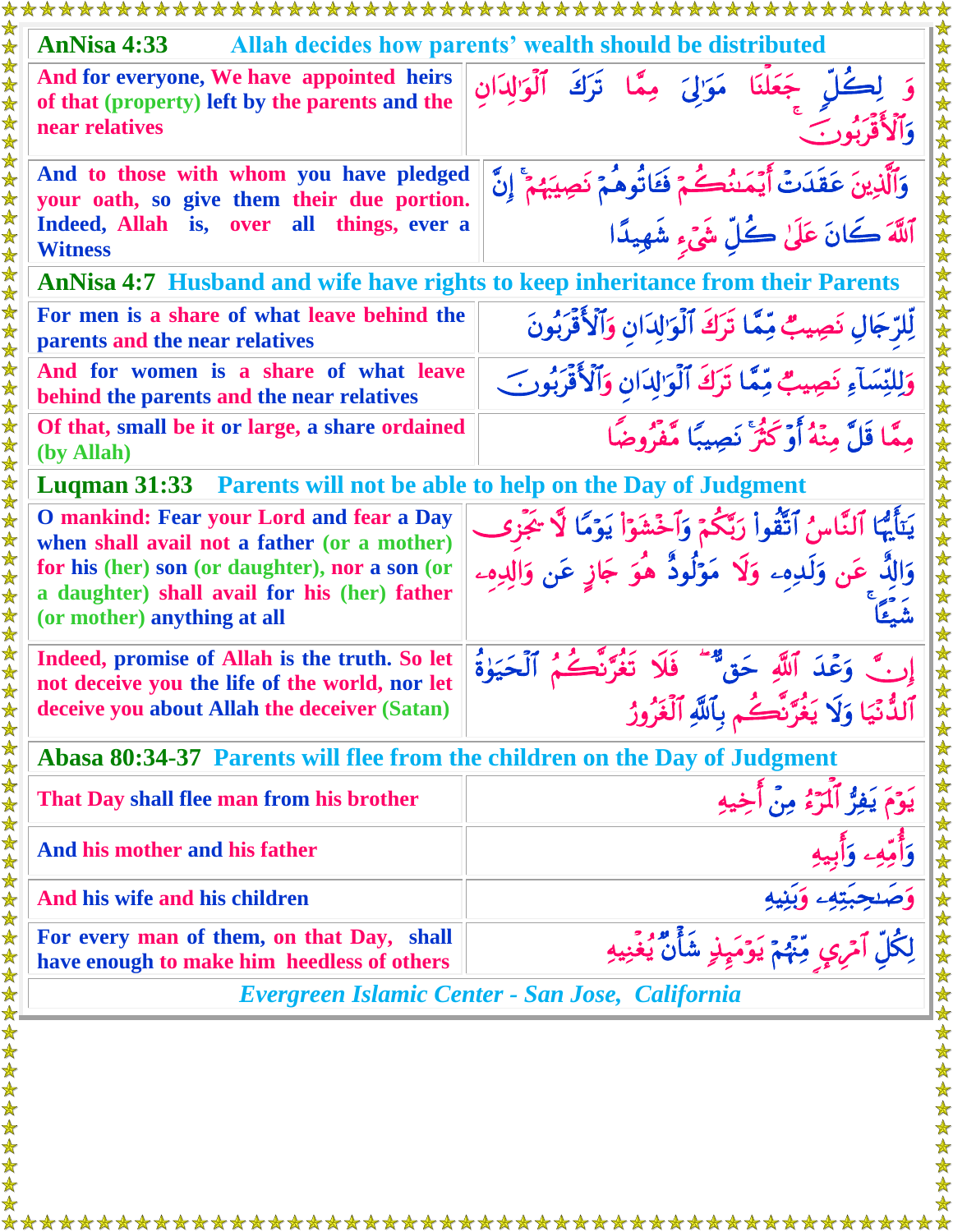## AnNisa 4:33 Allah decides how parents' wealth should be distributed

| | |
|---|---|
| And for everyone, We have appointed heirs of that (property) left by the parents and the near relatives | وَ لِكُلٍّ جَعَلْنَا مَوَالِىَ مِمَّا تَرَكَ ٱلْوَٰلِدَانِ وَٱلْأَقْرَبُونَ ۚ |
| And to those with whom you have pledged your oath, so give them their due portion. Indeed, Allah is, over all things, ever a Witness | وَٱلَّذِينَ عَقَدَتْ أَيْمَٰنُكُمْ فَـَٔاتُوهُمْ نَصِيبَهُمْ ۚ إِنَّ ٱللَّهَ كَانَ عَلَىٰ كُلِّ شَىْءٍ شَهِيدًا |

## AnNisa 4:7 Husband and wife have rights to keep inheritance from their Parents

| | |
|---|---|
| For men is a share of what leave behind the parents and the near relatives | لِّلرِّجَالِ نَصِيبٌ مِّمَّا تَرَكَ ٱلْوَٰلِدَانِ وَٱلْأَقْرَبُونَ |
| And for women is a share of what leave behind the parents and the near relatives | وَلِلنِّسَآءِ نَصِيبٌ مِّمَّا تَرَكَ ٱلْوَٰلِدَانِ وَٱلْأَقْرَبُونَ |
| Of that, small be it or large, a share ordained (by Allah) | مِمَّا قَلَّ مِنْهُ أَوْ كَثُرَ ۚ نَصِيبًا مَّفْرُوضًا |

## Luqman 31:33 Parents will not be able to help on the Day of Judgment

| | |
|---|---|
| O mankind: Fear your Lord and fear a Day when shall avail not a father (or a mother) for his (her) son (or daughter), nor a son (or a daughter) shall avail for his (her) father (or mother) anything at all | يَٰٓأَيُّهَا ٱلنَّاسُ ٱتَّقُوا۟ رَبَّكُمْ وَٱخْشَوْا۟ يَوْمًا لَّا يَجْزِى وَالِدٌ عَن وَلَدِهِۦ وَلَا مَوْلُودٌ هُوَ جَازٍ عَن وَالِدِهِۦ شَيْـًٔا ۚ |
| Indeed, promise of Allah is the truth. So let not deceive you the life of the world, nor let deceive you about Allah the deceiver (Satan) | إِنَّ وَعْدَ ٱللَّهِ حَقٌّ ۖ فَلَا تَغُرَّنَّكُمُ ٱلْحَيَوٰةُ ٱلدُّنْيَا وَلَا يَغُرَّنَّكُم بِٱللَّهِ ٱلْغَرُورُ |

## Abasa 80:34-37 Parents will flee from the children on the Day of Judgment

| | |
|---|---|
| That Day shall flee man from his brother | يَوْمَ يَفِرُّ ٱلْمَرْءُ مِنْ أَخِيهِ |
| And his mother and his father | وَأُمِّهِۦ وَأَبِيهِ |
| And his wife and his children | وَصَٰحِبَتِهِۦ وَبَنِيهِ |
| For every man of them, on that Day, shall have enough to make him heedless of others | لِكُلِّ ٱمْرِئٍ مِّنْهُمْ يَوْمَئِذٍ شَأْنٌ يُغْنِيهِ |

*Evergreen Islamic Center - San Jose, California*